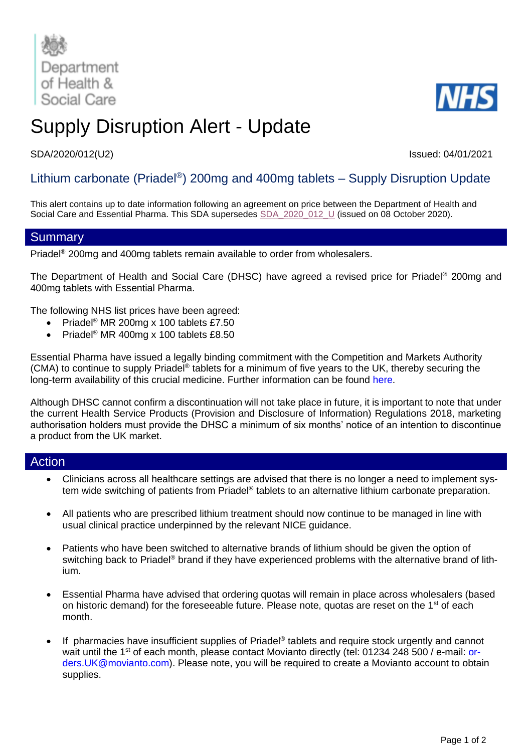Department of Health & Social Care

NHS

# Supply Disruption Alert - Update

SDA/2020/012(U2)

Issued: 04/01/2021

## Lithium carbonate (Priadel®) 200mg and 400mg tablets – Supply Disruption Update

This alert contains up to date information following an agreement on price between the Department of Health and Social Care and Essential Pharma. This SDA supersedes SDA_2020_012_U (issued on 08 October 2020).

## Summary

Priadel® 200mg and 400mg tablets remain available to order from wholesalers.

The Department of Health and Social Care (DHSC) have agreed a revised price for Priadel® 200mg and 400mg tablets with Essential Pharma.

The following NHS list prices have been agreed:

- Priadel® MR 200mg x 100 tablets £7.50
- Priadel® MR 400mg x 100 tablets £8.50

Essential Pharma have issued a legally binding commitment with the Competition and Markets Authority (CMA) to continue to supply Priadel® tablets for a minimum of five years to the UK, thereby securing the long-term availability of this crucial medicine. Further information can be found here.

Although DHSC cannot confirm a discontinuation will not take place in future, it is important to note that under the current Health Service Products (Provision and Disclosure of Information) Regulations 2018, marketing authorisation holders must provide the DHSC a minimum of six months' notice of an intention to discontinue a product from the UK market.

## Action

- Clinicians across all healthcare settings are advised that there is no longer a need to implement system wide switching of patients from Priadel® tablets to an alternative lithium carbonate preparation.
- All patients who are prescribed lithium treatment should now continue to be managed in line with usual clinical practice underpinned by the relevant NICE guidance.
- Patients who have been switched to alternative brands of lithium should be given the option of switching back to Priadel® brand if they have experienced problems with the alternative brand of lithium.
- Essential Pharma have advised that ordering quotas will remain in place across wholesalers (based on historic demand) for the foreseeable future. Please note, quotas are reset on the 1st of each month.
- If pharmacies have insufficient supplies of Priadel® tablets and require stock urgently and cannot wait until the 1st of each month, please contact Movianto directly (tel: 01234 248 500 / e-mail: orders.UK@movianto.com). Please note, you will be required to create a Movianto account to obtain supplies.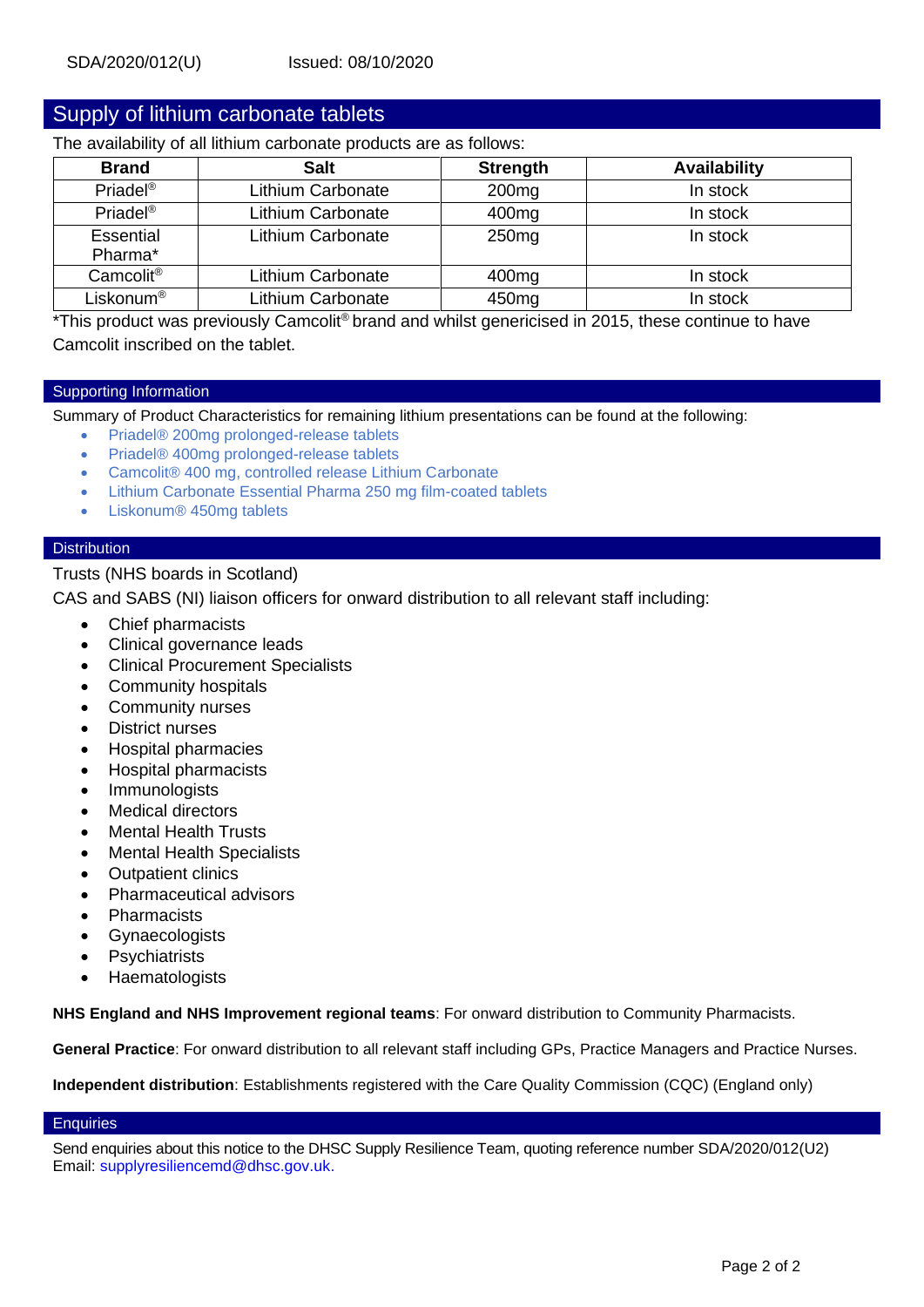SDA/2020/012(U) Issued: 08/10/2020

## Supply of lithium carbonate tablets

The availability of all lithium carbonate products are as follows:

| Brand | Salt | Strength | Availability |
|---|---|---|---|
| Priadel® | Lithium Carbonate | 200mg | In stock |
| Priadel® | Lithium Carbonate | 400mg | In stock |
| Essential Pharma* | Lithium Carbonate | 250mg | In stock |
| Camcolit® | Lithium Carbonate | 400mg | In stock |
| Liskonum® | Lithium Carbonate | 450mg | In stock |

*This product was previously Camcolit® brand and whilst genericised in 2015, these continue to have Camcolit inscribed on the tablet.

### Supporting Information

Summary of Product Characteristics for remaining lithium presentations can be found at the following:

- Priadel® 200mg prolonged-release tablets
- Priadel® 400mg prolonged-release tablets
- Camcolit® 400 mg, controlled release Lithium Carbonate
- Lithium Carbonate Essential Pharma 250 mg film-coated tablets
- Liskonum® 450mg tablets

### Distribution

Trusts (NHS boards in Scotland)

CAS and SABS (NI) liaison officers for onward distribution to all relevant staff including:

- Chief pharmacists
- Clinical governance leads
- Clinical Procurement Specialists
- Community hospitals
- Community nurses
- District nurses
- Hospital pharmacies
- Hospital pharmacists
- Immunologists
- Medical directors
- Mental Health Trusts
- Mental Health Specialists
- Outpatient clinics
- Pharmaceutical advisors
- Pharmacists
- Gynaecologists
- Psychiatrists
- Haematologists

**NHS England and NHS Improvement regional teams**: For onward distribution to Community Pharmacists.

**General Practice**: For onward distribution to all relevant staff including GPs, Practice Managers and Practice Nurses.

**Independent distribution**: Establishments registered with the Care Quality Commission (CQC) (England only)

### Enquiries

Send enquiries about this notice to the DHSC Supply Resilience Team, quoting reference number SDA/2020/012(U2)
Email: supplyresiliencemd@dhsc.gov.uk.